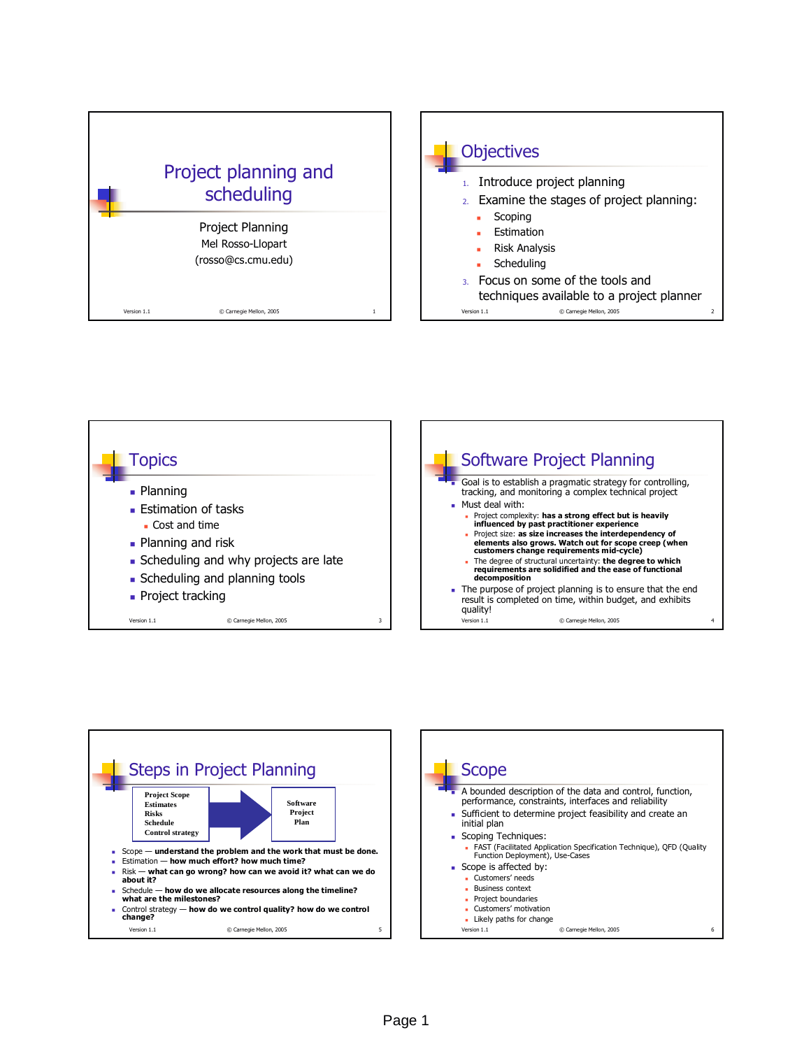# Project planning and scheduling

Project Planning
Mel Rosso-Llopart
(rosso@cs.cmu.edu)

Version 1.1 © Carnegie Mellon, 2005

## Objectives

1. Introduce project planning
2. Examine the stages of project planning:
   - Scoping
   - Estimation
   - Risk Analysis
   - Scheduling
3. Focus on some of the tools and techniques available to a project planner

Version 1.1 © Carnegie Mellon, 2005

## Topics

- Planning
- Estimation of tasks
  - Cost and time
- Planning and risk
- Scheduling and why projects are late
- Scheduling and planning tools
- Project tracking

Version 1.1 © Carnegie Mellon, 2005

## Software Project Planning

- Goal is to establish a pragmatic strategy for controlling, tracking, and monitoring a complex technical project
- Must deal with:
  - Project complexity: **has a strong effect but is heavily influenced by past practitioner experience**
  - Project size: **as size increases the interdependency of elements also grows. Watch out for scope creep (when customers change requirements mid-cycle)**
  - The degree of structural uncertainty: **the degree to which requirements are solidified and the ease of functional decomposition**
- The purpose of project planning is to ensure that the end result is completed on time, within budget, and exhibits quality!

Version 1.1 © Carnegie Mellon, 2005

## Steps in Project Planning

| Project Scope<br>Estimates<br>Risks<br>Schedule<br>Control strategy | → | Software Project Plan |
|---|---|---|

- Scope — **understand the problem and the work that must be done.**
- Estimation — **how much effort? how much time?**
- Risk — **what can go wrong? how can we avoid it? what can we do about it?**
- Schedule — **how do we allocate resources along the timeline? what are the milestones?**
- Control strategy — **how do we control quality? how do we control change?**

Version 1.1 © Carnegie Mellon, 2005

## Scope

- A bounded description of the data and control, function, performance, constraints, interfaces and reliability
- Sufficient to determine project feasibility and create an initial plan
- Scoping Techniques:
  - FAST (Facilitated Application Specification Technique), QFD (Quality Function Deployment), Use-Cases
- Scope is affected by:
  - Customers' needs
  - Business context
  - Project boundaries
  - Customers' motivation
  - Likely paths for change

Version 1.1 © Carnegie Mellon, 2005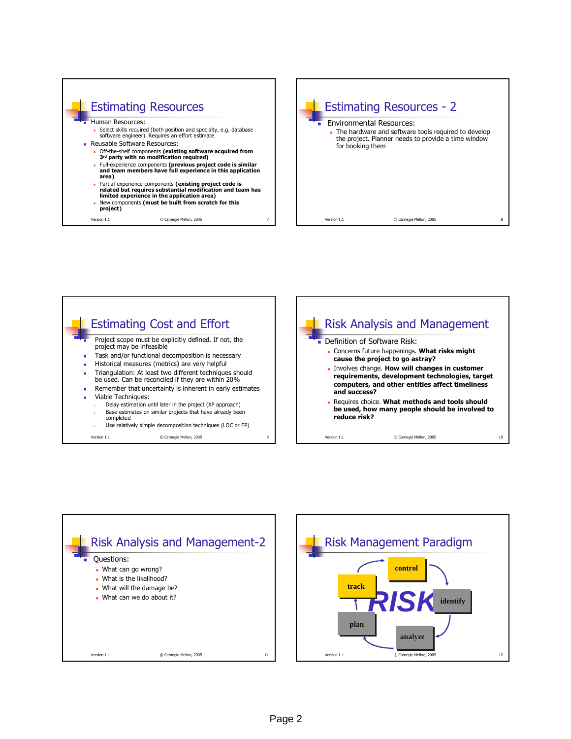## Estimating Resources

- Human Resources:
  - Select skills required (both position and specialty, e.g. database software engineer). Requires an effort estimate
- Reusable Software Resources:
  - Off-the-shelf components **(existing software acquired from 3rd party with no modification required)**
  - Full-experience components **(previous project code is similar and team members have full experience in this application area)**
  - Partial-experience components **(existing project code is related but requires substantial modification and team has limited experience in the application area)**
  - New components **(must be built from scratch for this project)**

## Estimating Resources - 2

- Environmental Resources:
  - The hardware and software tools required to develop the project. Planner needs to provide a time window for booking them

## Estimating Cost and Effort

- Project scope must be explicitly defined. If not, the project may be infeasible
- Task and/or functional decomposition is necessary
- Historical measures (metrics) are very helpful
- Triangulation: At least two different techniques should be used. Can be reconciled if they are within 20%
- Remember that uncertainty is inherent in early estimates
- Viable Techniques:
  1. Delay estimation until later in the project (XP approach)
  2. Base estimates on similar projects that have already been completed
  3. Use relatively simple decomposition techniques (LOC or FP)

## Risk Analysis and Management

- Definition of Software Risk:
  - Concerns future happenings. **What risks might cause the project to go astray?**
  - Involves change. **How will changes in customer requirements, development technologies, target computers, and other entities affect timeliness and success?**
  - Requires choice. **What methods and tools should be used, how many people should be involved to reduce risk?**

## Risk Analysis and Management-2

- Questions:
  - What can go wrong?
  - What is the likelihood?
  - What will the damage be?
  - What can we do about it?

## Risk Management Paradigm

RISK: control → identify → analyze → plan → track → control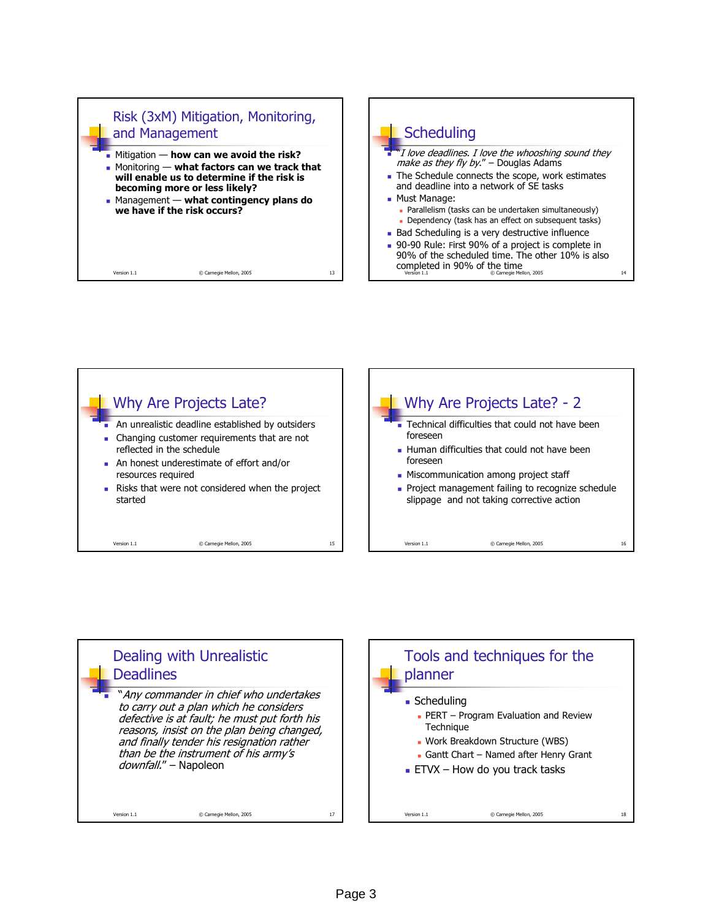## Risk (3xM) Mitigation, Monitoring, and Management

- Mitigation — **how can we avoid the risk?**
- Monitoring — **what factors can we track that will enable us to determine if the risk is becoming more or less likely?**
- Management — **what contingency plans do we have if the risk occurs?**

## Scheduling

- "*I love deadlines. I love the whooshing sound they make as they fly by.*" – Douglas Adams
- The Schedule connects the scope, work estimates and deadline into a network of SE tasks
- Must Manage:
  - Parallelism (tasks can be undertaken simultaneously)
  - Dependency (task has an effect on subsequent tasks)
- Bad Scheduling is a very destructive influence
- 90-90 Rule: First 90% of a project is complete in 90% of the scheduled time. The other 10% is also completed in 90% of the time

## Why Are Projects Late?

- An unrealistic deadline established by outsiders
- Changing customer requirements that are not reflected in the schedule
- An honest underestimate of effort and/or resources required
- Risks that were not considered when the project started

## Why Are Projects Late? - 2

- Technical difficulties that could not have been foreseen
- Human difficulties that could not have been foreseen
- Miscommunication among project staff
- Project management failing to recognize schedule slippage and not taking corrective action

## Dealing with Unrealistic Deadlines

- "*Any commander in chief who undertakes to carry out a plan which he considers defective is at fault; he must put forth his reasons, insist on the plan being changed, and finally tender his resignation rather than be the instrument of his army's downfall.*" – Napoleon

## Tools and techniques for the planner

- Scheduling
  - PERT – Program Evaluation and Review Technique
  - Work Breakdown Structure (WBS)
  - Gantt Chart – Named after Henry Grant
- ETVX – How do you track tasks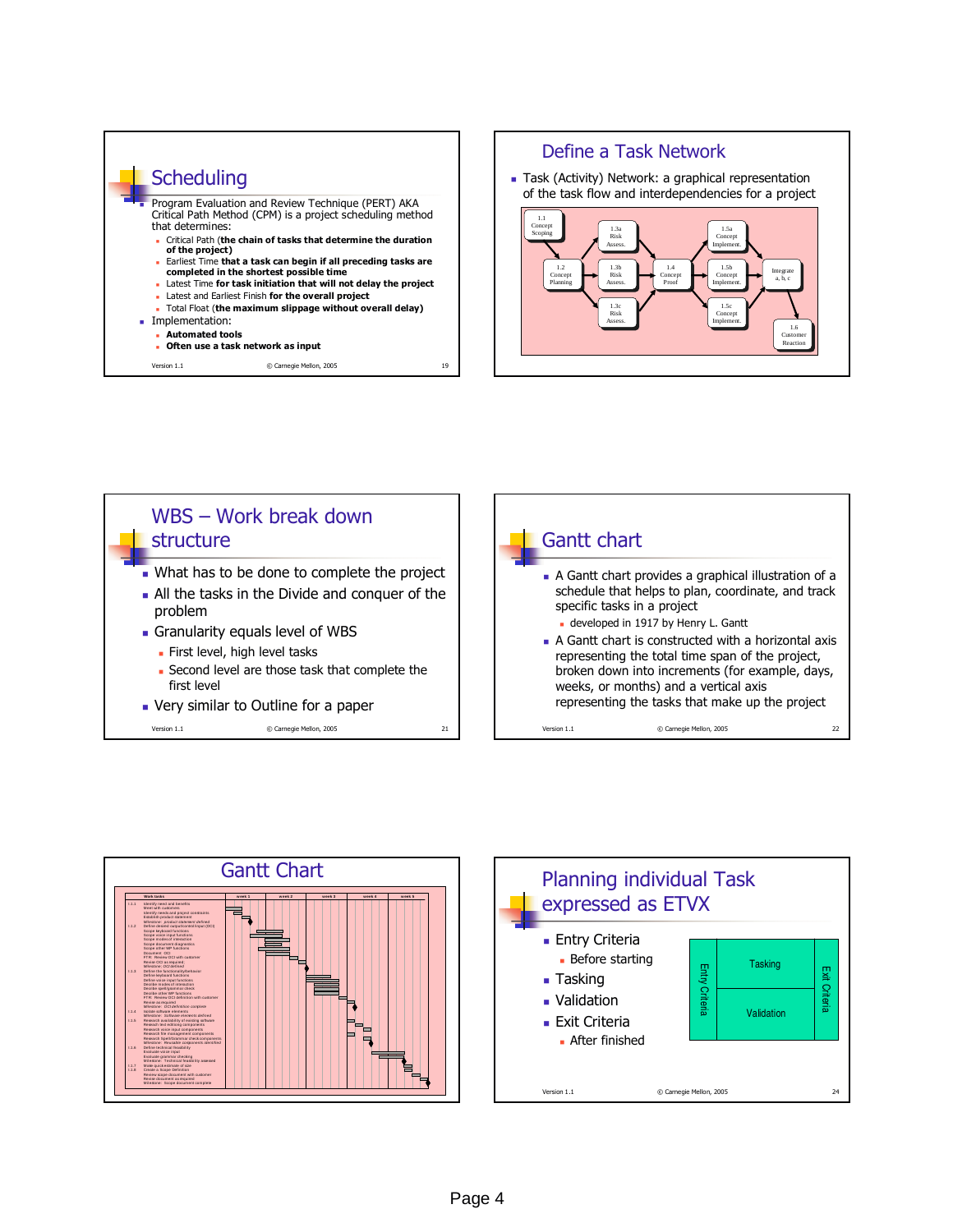## Scheduling

- Program Evaluation and Review Technique (PERT) AKA Critical Path Method (CPM) is a project scheduling method that determines:
  - Critical Path (**the chain of tasks that determine the duration of the project**)
  - Earliest Time **that a task can begin if all preceding tasks are completed in the shortest possible time**
  - Latest Time **for task initiation that will not delay the project**
  - Latest and Earliest Finish **for the overall project**
  - Total Float (**the maximum slippage without overall delay**)
- Implementation:
  - **Automated tools**
  - **Often use a task network as input**

## Define a Task Network

- Task (Activity) Network: a graphical representation of the task flow and interdependencies for a project

1.1 Concept Scoping → 1.2 Concept Planning → 1.3a Risk Assess., 1.3b Risk Assess., 1.3c Risk Assess. → 1.4 Concept Proof → 1.5a Concept Implement., 1.5b Concept Implement., 1.5c Concept Implement. → Integrate a, b, c → 1.6 Customer Reaction

## WBS – Work break down structure

- What has to be done to complete the project
- All the tasks in the Divide and conquer of the problem
- Granularity equals level of WBS
  - First level, high level tasks
  - Second level are those task that complete the first level
- Very similar to Outline for a paper

## Gantt chart

- A Gantt chart provides a graphical illustration of a schedule that helps to plan, coordinate, and track specific tasks in a project
  - developed in 1917 by Henry L. Gantt
- A Gantt chart is constructed with a horizontal axis representing the total time span of the project, broken down into increments (for example, days, weeks, or months) and a vertical axis representing the tasks that make up the project

## Gantt Chart

## Planning individual Task expressed as ETVX

- Entry Criteria
  - Before starting
- Tasking
- Validation
- Exit Criteria
  - After finished

| Entry Criteria | Tasking | Exit Criteria |
| --- | --- | --- |
| | Validation | |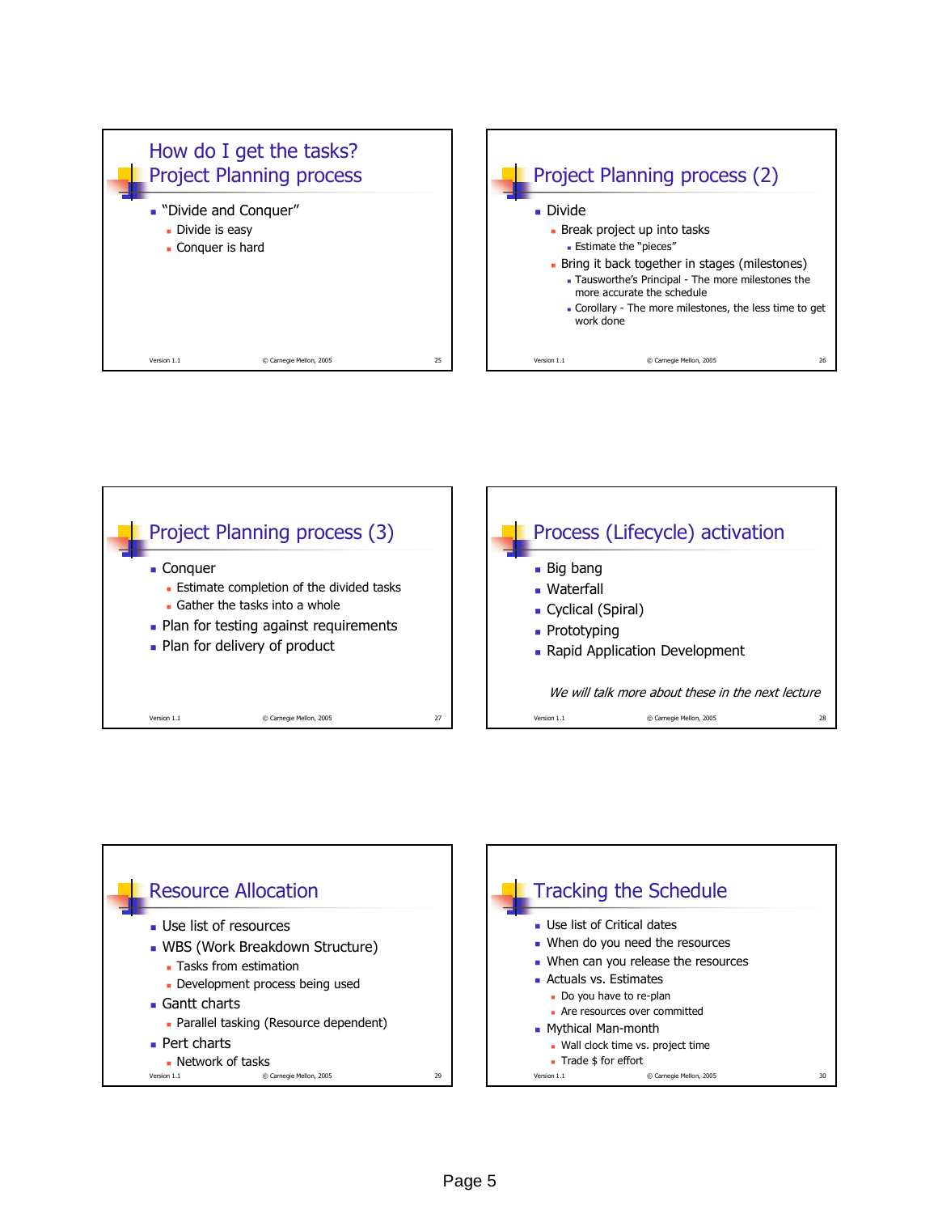## How do I get the tasks? Project Planning process

- "Divide and Conquer"
  - Divide is easy
  - Conquer is hard

## Project Planning process (2)

- Divide
  - Break project up into tasks
    - Estimate the "pieces"
  - Bring it back together in stages (milestones)
    - Tausworthe's Principal - The more milestones the more accurate the schedule
    - Corollary - The more milestones, the less time to get work done

## Project Planning process (3)

- Conquer
  - Estimate completion of the divided tasks
  - Gather the tasks into a whole
- Plan for testing against requirements
- Plan for delivery of product

## Process (Lifecycle) activation

- Big bang
- Waterfall
- Cyclical (Spiral)
- Prototyping
- Rapid Application Development

*We will talk more about these in the next lecture*

## Resource Allocation

- Use list of resources
- WBS (Work Breakdown Structure)
  - Tasks from estimation
  - Development process being used
- Gantt charts
  - Parallel tasking (Resource dependent)
- Pert charts
  - Network of tasks

## Tracking the Schedule

- Use list of Critical dates
- When do you need the resources
- When can you release the resources
- Actuals vs. Estimates
  - Do you have to re-plan
  - Are resources over committed
- Mythical Man-month
  - Wall clock time vs. project time
  - Trade $ for effort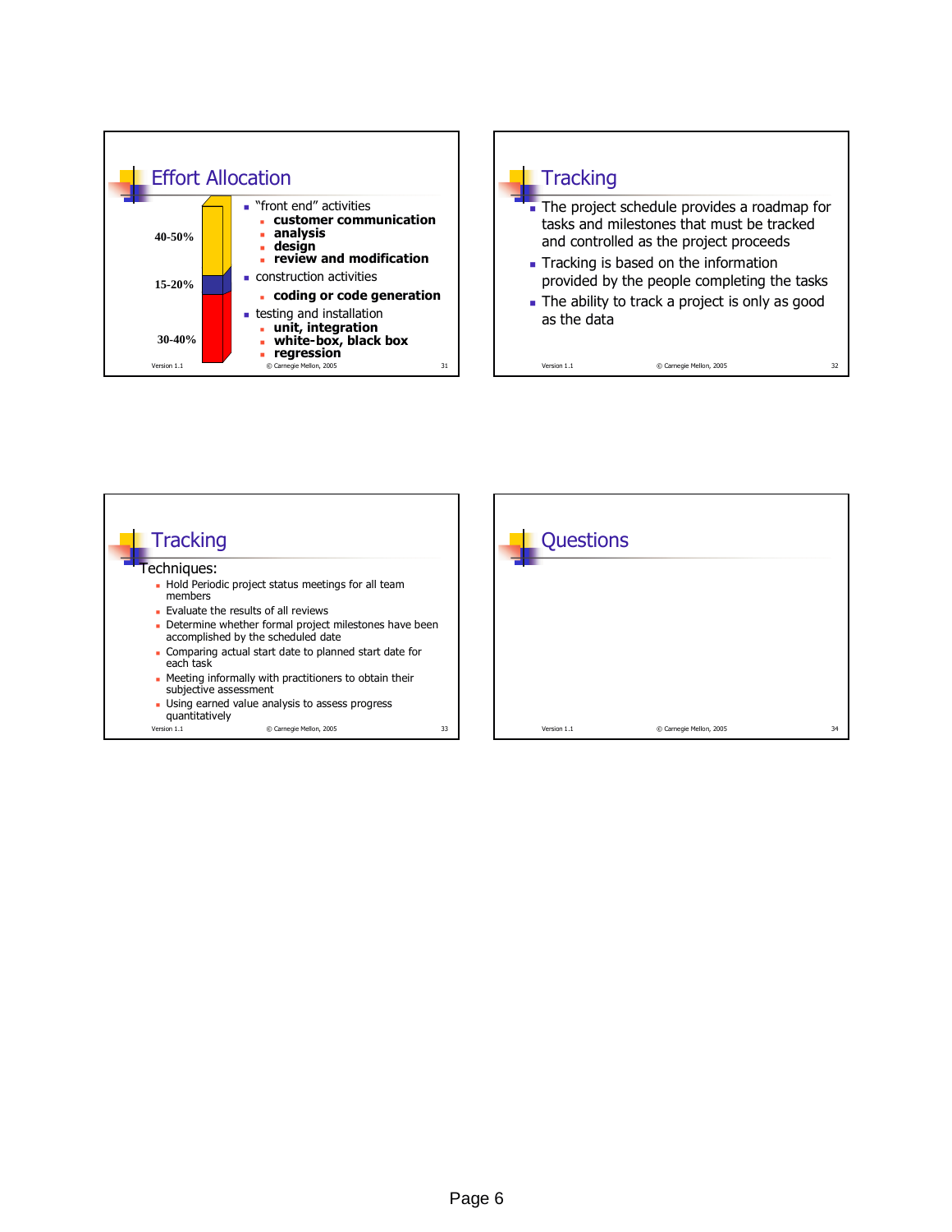## Effort Allocation

40-50%

15-20%

30-40%

- "front end" activities
  - **customer communication**
  - **analysis**
  - **design**
  - **review and modification**
- construction activities
  - **coding or code generation**
- testing and installation
  - **unit, integration**
  - **white-box, black box**
  - **regression**

## Tracking

- The project schedule provides a roadmap for tasks and milestones that must be tracked and controlled as the project proceeds
- Tracking is based on the information provided by the people completing the tasks
- The ability to track a project is only as good as the data

## Tracking

Techniques:

- Hold Periodic project status meetings for all team members
- Evaluate the results of all reviews
- Determine whether formal project milestones have been accomplished by the scheduled date
- Comparing actual start date to planned start date for each task
- Meeting informally with practitioners to obtain their subjective assessment
- Using earned value analysis to assess progress quantitatively

## Questions